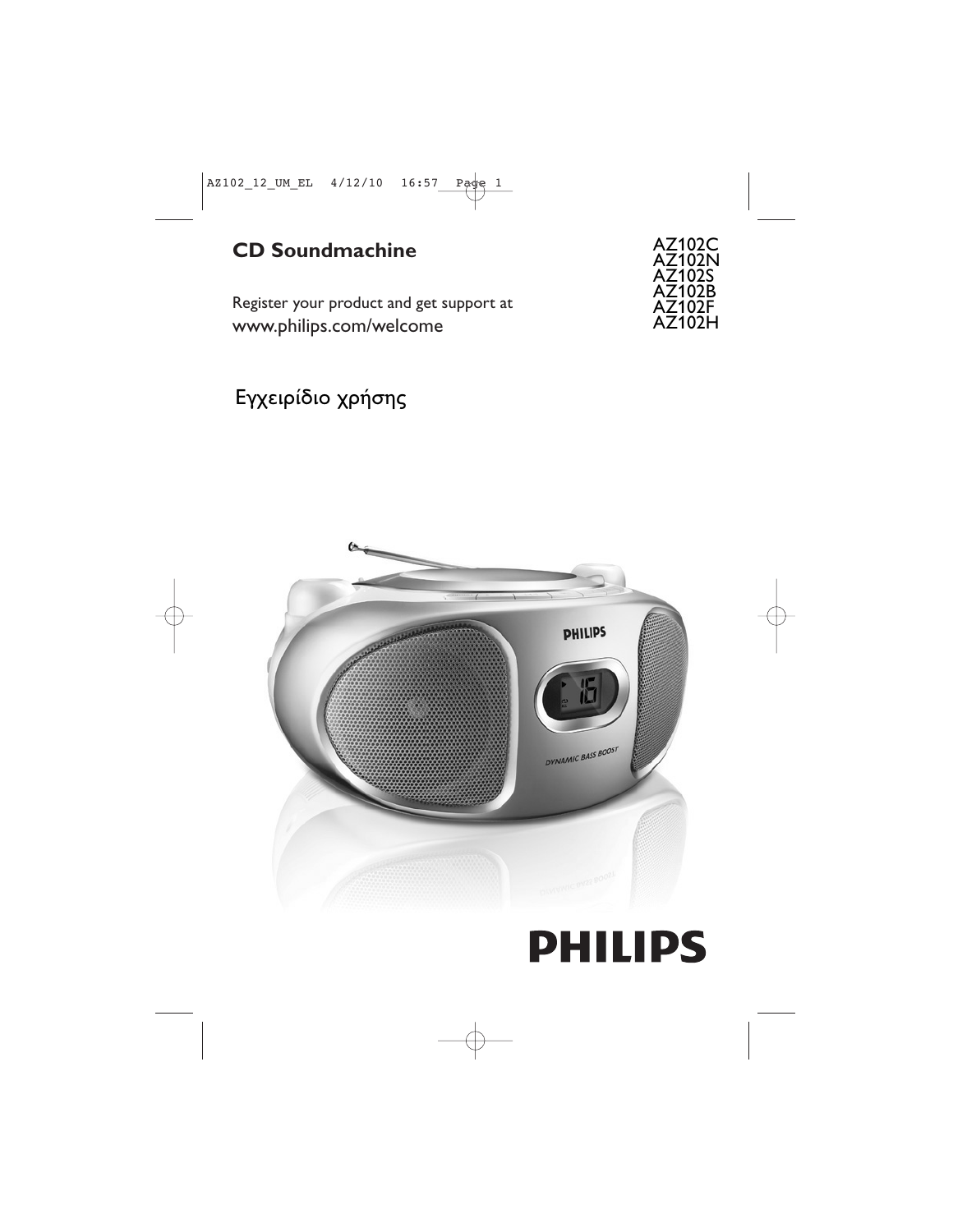**CD Soundmachine**

AZ102C
AZ102N
AZ102S
AZ102B
AZ102F
AZ102H

Register your product and get support at
www.philips.com/welcome

Εγχειρίδιο χρήσης

PHILIPS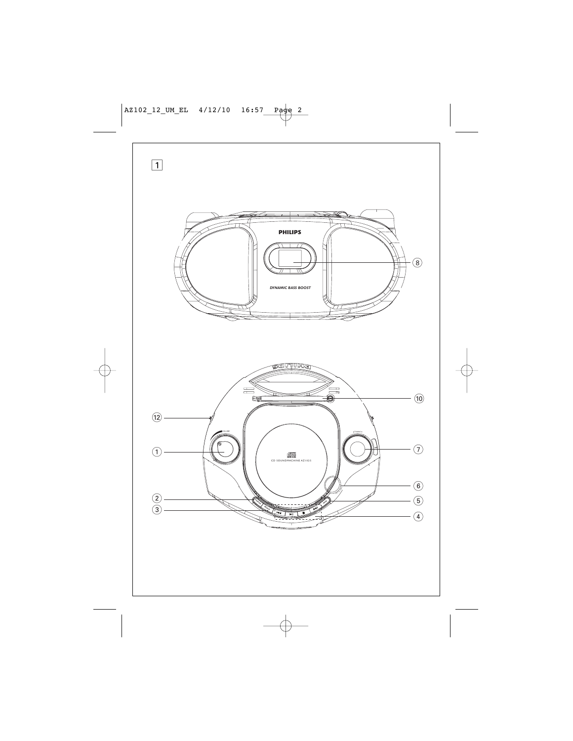1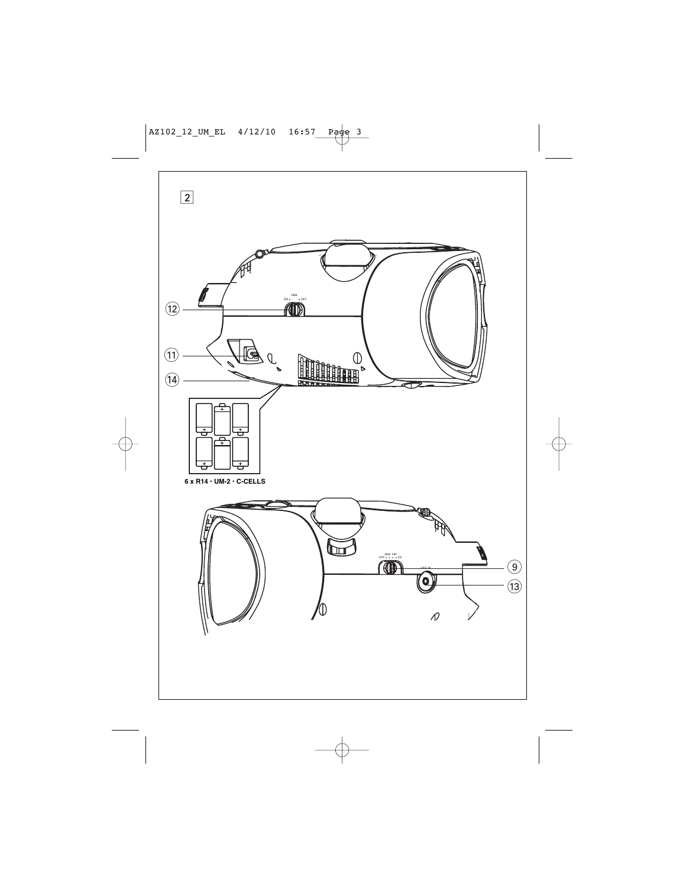2

DBB
ON • • OFF

12

11

14

6 x R14 · UM-2 · C-CELLS

MW FM
OFF • • • • CD

LINE-IN

9

13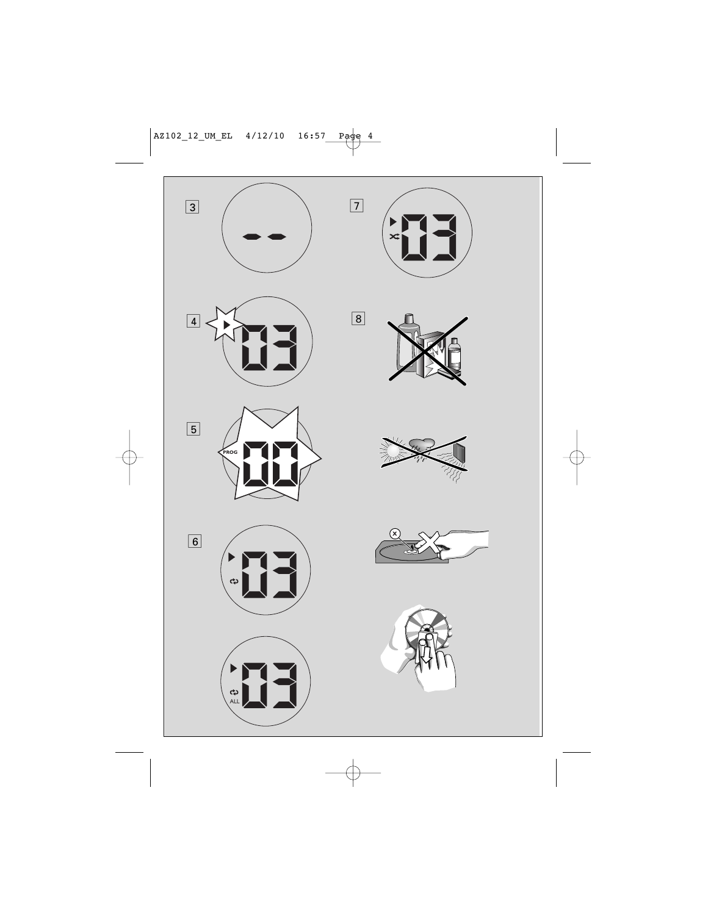3

4

5

PROG

6

ALL

7

8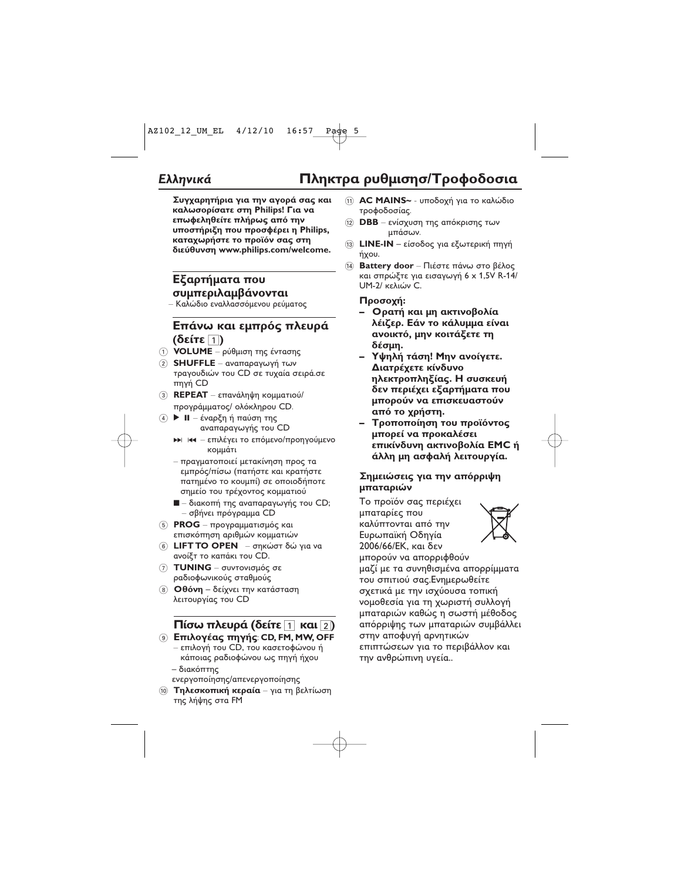*Ελληνικά*

# Πληκτρα ρυθμισησ/Τροφοδοσια

**Συγχαρητήρια για την αγορά σας και καλωσορίσατε στη Philips! Για να επωφεληθείτε πλήρως από την υποστήριξη που προσφέρει η Philips, καταχωρήστε το προϊόν σας στη διεύθυνση www.philips.com/welcome.**

## Εξαρτήματα που συμπεριλαμβάνονται

– Καλώδιο εναλλασσόμενου ρεύματος

## Επάνω και εμπρός πλευρά (δείτε 1)

1. **VOLUME** – ρύθμιση της έντασης
2. **SHUFFLE** – αναπαραγωγή των τραγουδιών του CD σε τυχαία σειρά.σε πηγή CD
3. **REPEAT** – επανάληψη κομματιού/ προγράμματος/ ολόκληρου CD.
4. **▶ II** – έναρξη ή παύση της αναπαραγωγής του CD

   **⏭ ⏮** – επιλέγει το επόμενο/προηγούμενο κομμάτι

   – πραγματοποιεί μετακίνηση προς τα εμπρός/πίσω (πατήστε και κρατήστε πατημένο το κουμπί) σε οποιοδήποτε σημείο του τρέχοντος κομματιού

   **■** – διακοπή της αναπαραγωγής του CD; – σβήνει πρόγραμμα CD
5. **PROG** – προγραμματισμός και επισκόπηση αριθμών κομματιών
6. **LIFT TO OPEN** – σηκώστ δώ για να ανοίξτ το καπάκι του CD.
7. **TUNING** – συντονισμός σε ραδιοφωνικούς σταθμούς
8. **Οθόνη** – δείχνει την κατάσταση λειτουργίας του CD

## Πίσω πλευρά (δείτε 1 και 2)

9. **Επιλογέας πηγής**: **CD, FM, MW, OFF**
   – επιλογή του CD, του κασετοφώνου ή κάποιας ραδιοφώνου ως πηγή ήχου
   – διακόπτης ενεργοποίησης/απενεργοποίησης
10. **Τηλεσκοπική κεραία** – για τη βελτίωση της λήψης στα FM
11. **AC MAINS~** - υποδοχή για το καλώδιο τροφοδοσίας.
12. **DBB** – ενίσχυση της απόκρισης των μπάσων.
13. **LINE-IN** – είσοδος για εξωτερική πηγή ήχου.
14. **Battery door** – Πιέστε πάνω στο βέλος και σπρώξτε για εισαγωγή 6 x 1,5V R-14/ UM-2/ κελιών C.

**Προσοχή:**

- **Ορατή και μη ακτινοβολία λέιζερ. Εάν το κάλυμμα είναι ανοικτό, μην κοιτάξετε τη δέσμη.**
- **Υψηλή τάση! Μην ανοίγετε. Διατρέχετε κίνδυνο ηλεκτροπληξίας. Η συσκευή δεν περιέχει εξαρτήματα που μπορούν να επισκευαστούν από το χρήστη.**
- **Τροποποίηση του προϊόντος μπορεί να προκαλέσει επικίνδυνη ακτινοβολία EMC ή άλλη μη ασφαλή λειτουργία.**

### Σημειώσεις για την απόρριψη μπαταριών

Το προϊόν σας περιέχει μπαταρίες που καλύπτονται από την Ευρωπαϊκή Οδηγία 2006/66/ΕΚ, και δεν μπορούν να απορριφθούν μαζί με τα συνηθισμένα απορρίμματα του σπιτιού σας.Ενημερωθείτε σχετικά με την ισχύουσα τοπική νομοθεσία για τη χωριστή συλλογή μπαταριών καθώς η σωστή μέθοδος απόρριψης των μπαταριών συμβάλλει στην αποφυγή αρνητικών επιπτώσεων για το περιβάλλον και την ανθρώπινη υγεία..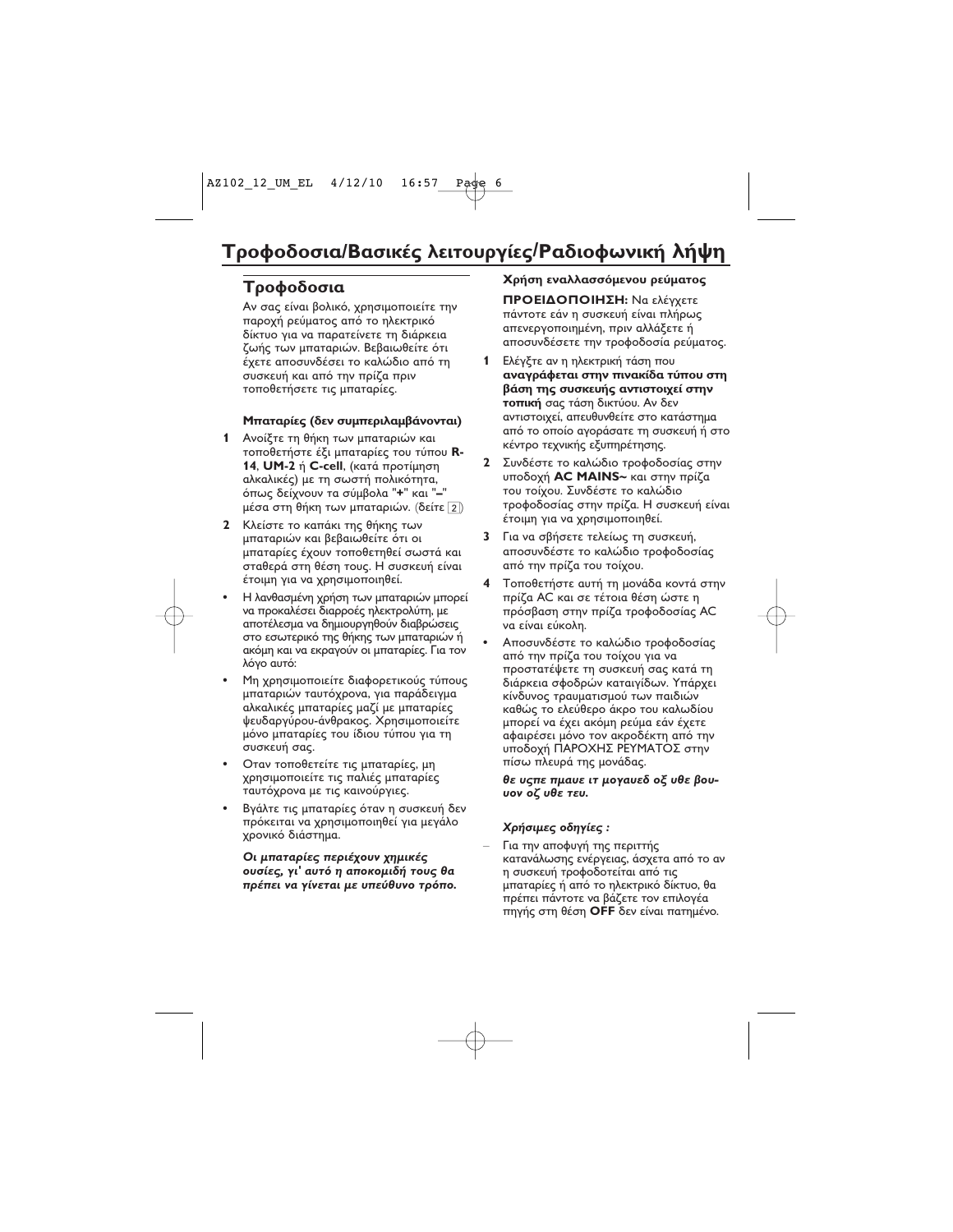# Τροφοδοσια/Βασικές λειτουργίες/Ραδιοφωνική λήψη

## Τροφοδοσια

Αν σας είναι βολικό, χρησιμοποιείτε την παροχή ρεύματος από το ηλεκτρικό δίκτυο για να παρατείνετε τη διάρκεια ζωής των μπαταριών. Βεβαιωθείτε ότι έχετε αποσυνδέσει το καλώδιο από τη συσκευή και από την πρίζα πριν τοποθετήσετε τις μπαταρίες.

**Μπαταρίες (δεν συμπεριλαμβάνονται)**

1. Ανοίξτε τη θήκη των μπαταριών και τοποθετήστε έξι μπαταρίες του τύπου **R-14**, **UM-2** ή **C-cell**, (κατά προτίμηση αλκαλικές) με τη σωστή πολικότητα, όπως δείχνουν τα σύμβολα "**+**" και "**–**" μέσα στη θήκη των μπαταριών. (δείτε 2)
2. Κλείστε το καπάκι της θήκης των μπαταριών και βεβαιωθείτε ότι οι μπαταρίες έχουν τοποθετηθεί σωστά και σταθερά στη θέση τους. Η συσκευή είναι έτοιμη για να χρησιμοποιηθεί.

- Η λανθασμένη χρήση των μπαταριών μπορεί να προκαλέσει διαρροές ηλεκτρολύτη, με αποτέλεσμα να δημιουργηθούν διαβρώσεις στο εσωτερικό της θήκης των μπαταριών ή ακόμη και να εκραγούν οι μπαταρίες. Για τον λόγο αυτό:
- Μη χρησιμοποιείτε διαφορετικούς τύπους μπαταριών ταυτόχρονα, για παράδειγμα αλκαλικές μπαταρίες μαζί με μπαταρίες ψευδαργύρου-άνθρακος. Χρησιμοποιείτε μόνο μπαταρίες του ίδιου τύπου για τη συσκευή σας.
- Οταν τοποθετείτε τις μπαταρίες, μη χρησιμοποιείτε τις παλιές μπαταρίες ταυτόχρονα με τις καινούργιες.
- Βγάλτε τις μπαταρίες όταν η συσκευή δεν πρόκειται να χρησιμοποιηθεί για μεγάλο χρονικό διάστημα.

***Οι μπαταρίες περιέχουν χημικές ουσίες, γι' αυτό η αποκομιδή τους θα πρέπει να γίνεται με υπεύθυνο τρόπο.***

**Χρήση εναλλασσόμενου ρεύματος**

**ΠΡΟΕΙΔΟΠΟΙΗΣΗ:** Να ελέγχετε πάντοτε εάν η συσκευή είναι πλήρως απενεργοποιημένη, πριν αλλάξετε ή αποσυνδέσετε την τροφοδοσία ρεύματος.

1. Ελέγξτε αν η ηλεκτρική τάση που **αναγράφεται στην πινακίδα τύπου στη βάση της συσκευής αντιστοιχεί στην τοπική** σας τάση δικτύου. Αν δεν αντιστοιχεί, απευθυνθείτε στο κατάστημα από το οποίο αγοράσατε τη συσκευή ή στο κέντρο τεχνικής εξυπηρέτησης.
2. Συνδέστε το καλώδιο τροφοδοσίας στην υποδοχή **AC MAINS~** και στην πρίζα του τοίχου. Συνδέστε το καλώδιο τροφοδοσίας στην πρίζα. Η συσκευή είναι έτοιμη για να χρησιμοποιηθεί.
3. Για να σβήσετε τελείως τη συσκευή, αποσυνδέστε το καλώδιο τροφοδοσίας από την πρίζα του τοίχου.
4. Τοποθετήστε αυτή τη μονάδα κοντά στην πρίζα AC και σε τέτοια θέση ώστε η πρόσβαση στην πρίζα τροφοδοσίας AC να είναι εύκολη.

- Αποσυνδέστε το καλώδιο τροφοδοσίας από την πρίζα του τοίχου για να προστατέψετε τη συσκευή σας κατά τη διάρκεια σφοδρών καταιγίδων. Υπάρχει κίνδυνος τραυματισμού των παιδιών καθώς το ελεύθερο άκρο του καλωδίου μπορεί να έχει ακόμη ρεύμα εάν έχετε αφαιρέσει μόνο τον ακροδέκτη από την υποδοχή ΠΑΡΟΧΗΣ ΡΕΥΜΑΤΟΣ στην πίσω πλευρά της μονάδας.

***θε υςπε πμαυε ιτ μογαυεδ οζ υθε βου-υον οζ υθε τευ.***

***Χρήσιμες οδηγίες :***

– Για την αποφυγή της περιττής κατανάλωσης ενέργειας, άσχετα από το αν η συσκευή τροφοδοτείται από τις μπαταρίες ή από το ηλεκτρικό δίκτυο, θα πρέπει πάντοτε να βάζετε τον επιλογέα πηγής στη θέση **OFF** δεν είναι πατημένο.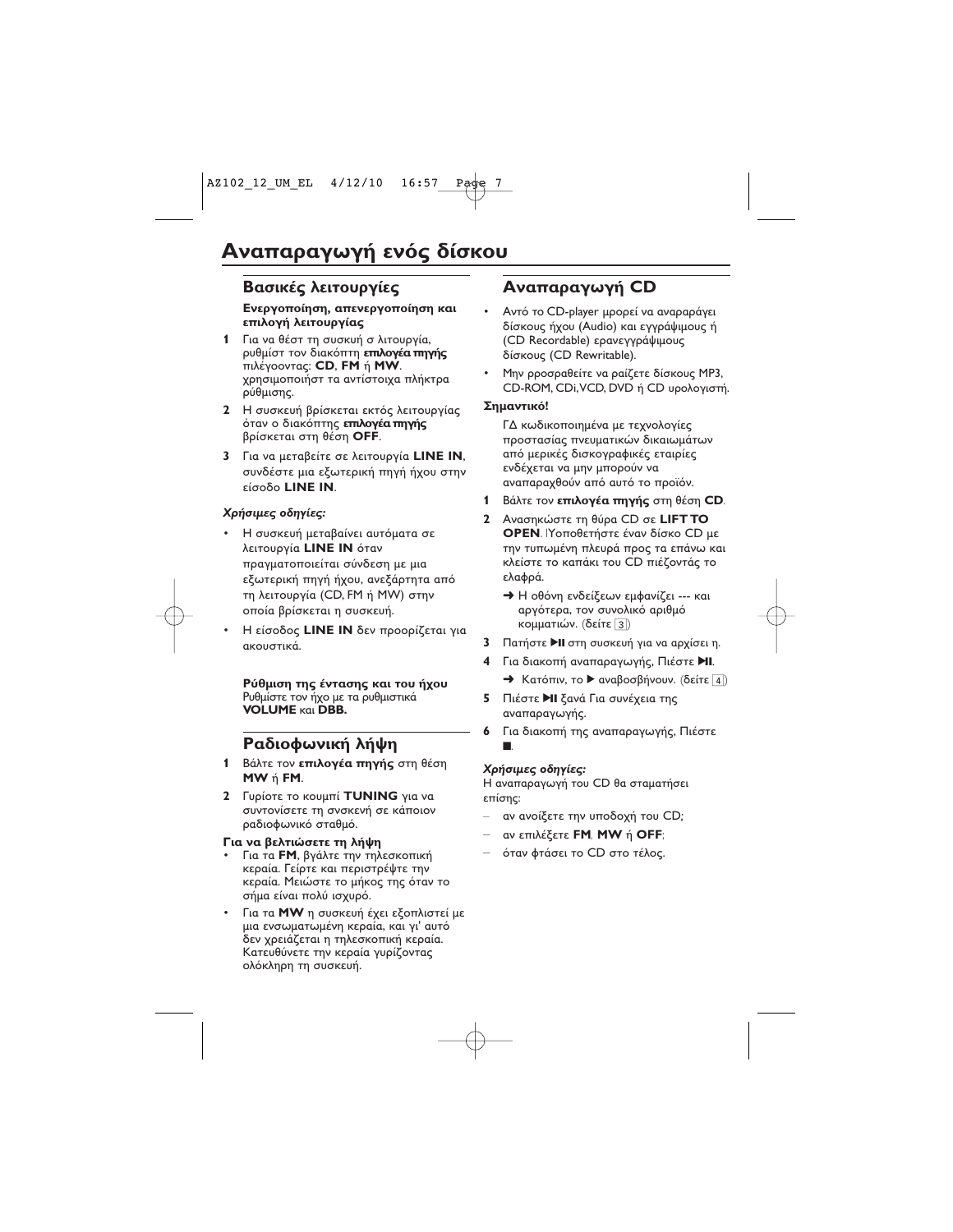# Αναπαραγωγή ενός δίσκου

## Βασικές λειτουργίες

**Ενεργοποίηση, απενεργοποίηση και επιλογή λειτουργίας**

**1** Για να θέστ τη συσκυή σ λιτουργία, ρυθμίστ τον διακόπτη **επιλογέα πηγής** πιλέγοοντας: **CD**, **FM** ή **MW**. χρησιμοποιήστ τα αντίστοιχα πλήκτρα ρύθμισης.

**2** Η συσκευή βρίσκεται εκτός λειτουργίας όταν ο διακόπτης **επιλογέα πηγής** βρίσκεται στη θέση **OFF**.

**3** Για να μεταβείτε σε λειτουργία **LINE IN**, συνδέστε μια εξωτερική πηγή ήχου στην είσοδο **LINE IN**.

***Χρήσιμες οδηγίες:***

- Η συσκευή μεταβαίνει αυτόματα σε λειτουργία **LINE IN** όταν πραγματοποιείται σύνδεση με μια εξωτερική πηγή ήχου, ανεξάρτητα από τη λειτουργία (CD, FM ή MW) στην οποία βρίσκεται η συσκευή.
- Η είσοδος **LINE IN** δεν προορίζεται για ακουστικά.

**Ρύθμιση της έντασης και του ήχου**
Ρυθμίστε τον ήχο με τα ρυθμιστικά **VOLUME** και **DBB.**

## Ραδιοφωνική λήψη

**1** Βάλτε τον **επιλογέα πηγής** στη θέση **MW** ή **FM**.

**2** Γυρίστε το κουμπί **TUNING** για να συντονίσετε τη σνσκενή σε κάποιον ραδιοφωνικό σταθμό.

**Για να βελτιώσετε τη λήψη**

- Για τα **FM**, βγάλτε την τηλεσκοπική κεραία. Γείρτε και περιστρέψτε την κεραία. Μειώστε το μήκος της όταν το σήμα είναι πολύ ισχυρό.
- Για τα **MW** η συσκευή έχει εξοπλιστεί με μια ενσωματωμένη κεραία, και γι' αυτό δεν χρειάζεται η τηλεσκοπική κεραία. Κατευθύνετε την κεραία γυρίζοντας ολόκληρη τη συσκευή.

## Αναπαραγωγή CD

- Αντό το CD-player μπορεί να αναραράγει δίσκους ήχου (Audio) και εγγράψιμους ή (CD Recordable) ερανεγγράψιμους δίσκους (CD Rewritable).
- Μην ρροσραθείτε να ραίζετε δίσκους MP3, CD-ROM, CDi, VCD, DVD ή CD υρολογιστή.

**Σημαντικό!**

ΓΔ κωδικοποιημένα με τεχνολογίες προστασίας πνευματικών δικαιωμάτων από μερικές δισκογραφικές εταιρίες ενδέχεται να μην μπορούν να αναπαραχθούν από αυτό το προϊόν.

**1** Βάλτε τον **επιλογέα πηγής** στη θέση **CD**.

**2** Ανασηκώστε τη θύρα CD σε **LIFT TO OPEN**. |Υποθετήστε έναν δίσκο CD με την τυπωμένη πλευρά προς τα επάνω και κλείστε το καπάκι του CD πιέζοντάς το ελαφρά.

➜ Η οθόνη ενδείξεων εμφανίζει --- και αργότερα, τον συνολικό αριθμό κομματιών. (δείτε 3)

**3** Πατήστε ▶II στη συσκευή για να αρχίσει η.

**4** Για διακοπή αναπαραγωγής, Πιέστε ▶II.

➜ Κατόπιν, το ▶ αναβοσβήνουν. (δείτε 4)

**5** Πιέστε ▶II ξανά Για συνέχεια της αναπαραγωγής.

**6** Για διακοπή της αναπαραγωγής, Πιέστε ■.

***Χρήσιμες οδηγίες:***
Η αναπαραγωγή του CD θα σταματήσει επίσης:

– αν ανοίξετε την υποδοχή του CD;
– αν επιλέξετε **FM**, **MW** ή **OFF**;
– όταν φτάσει το CD στο τέλος.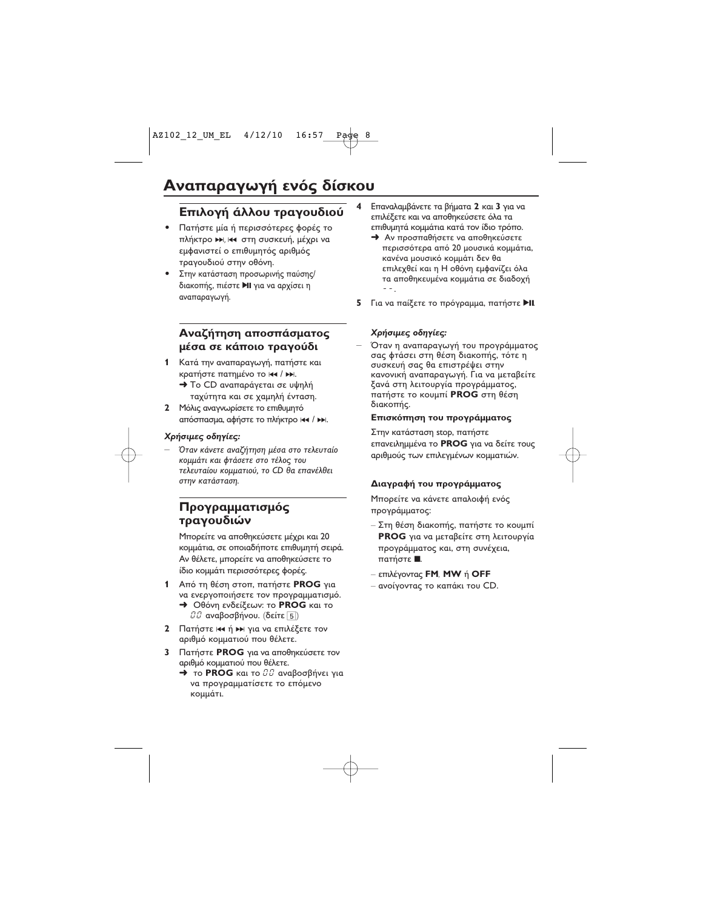# Αναπαραγωγή ενός δίσκου

## Επιλογή άλλου τραγουδιού

- Πατήστε μία ή περισσότερες φορές το πλήκτρο ▶▶|, |◀◀ στη συσκευή, μέχρι να εμφανιστεί ο επιθυμητός αριθμός τραγουδιού στην οθόνη.
- Στην κατάσταση προσωρινής παύσης/διακοπής, πιέστε ▶II για να αρχίσει η αναπαραγωγή.

## Αναζήτηση αποσπάσματος μέσα σε κάποιο τραγούδι

**1** Κατά την αναπαραγωγή, πατήστε και κρατήστε πατημένο το |◀◀ / ▶▶|.
➜ Το CD αναπαράγεται σε υψηλή ταχύτητα και σε χαμηλή ένταση.

**2** Μόλις αναγνωρίσετε το επιθυμητό απόσπασμα, αφήστε το πλήκτρο |◀◀ / ▶▶|.

***Χρήσιμες οδηγίες:***

– *Όταν κάνετε αναζήτηση μέσα στο τελευταίο κομμάτι και φτάσετε στο τέλος του τελευταίου κομματιού, το CD θα επανέλθει στην κατάσταση.*

## Προγραμματισμός τραγουδιών

Μπορείτε να αποθηκεύσετε μέχρι και 20 κομμάτια, σε οποιαδήποτε επιθυμητή σειρά. Αν θέλετε, μπορείτε να αποθηκεύσετε το ίδιο κομμάτι περισσότερες φορές.

**1** Από τη θέση στοπ, πατήστε **PROG** για να ενεργοποιήσετε τον προγραμματισμό.
➜ Οθόνη ενδείξεων: το **PROG** και το 00 αναβοσβήνουν. (δείτε 5)

**2** Πατήστε |◀◀ ή ▶▶| για να επιλέξετε τον αριθμό κομματιού που θέλετε.

**3** Πατήστε **PROG** για να αποθηκεύσετε τον αριθμό κομματιού που θέλετε.
➜ το **PROG** και το 00 αναβοσβήνει για να προγραμματίσετε το επόμενο κομμάτι.

**4** Επαναλαμβάνετε τα βήματα **2** και **3** για να επιλέξετε και να αποθηκεύσετε όλα τα επιθυμητά κομμάτια κατά τον ίδιο τρόπο.
➜ Αν προσπαθήσετε να αποθηκεύσετε περισσότερα από 20 μουσικά κομμάτια, κανένα μουσικό κομμάτι δεν θα επιλεχθεί και η Η οθόνη εμφανίζει όλα τα αποθηκευμένα κομμάτια σε διαδοχή - -.

**5** Για να παίξετε το πρόγραμμα, πατήστε ▶II.

***Χρήσιμες οδηγίες:***

– Όταν η αναπαραγωγή του προγράμματος σας φτάσει στη θέση διακοπής, τότε η συσκευή σας θα επιστρέψει στην κανονική αναπαραγωγή. Για να μεταβείτε ξανά στη λειτουργία προγράμματος, πατήστε το κουμπί **PROG** στη θέση διακοπής.

#### Επισκόπηση του προγράμματος

Στην κατάσταση stop, πατήστε επανειλημμένα το **PROG** για να δείτε τους αριθμούς των επιλεγμένων κομματιών.

#### Διαγραφή του προγράμματος

Μπορείτε να κάνετε απαλοιφή ενός προγράμματος:

– Στη θέση διακοπής, πατήστε το κουμπί **PROG** για να μεταβείτε στη λειτουργία προγράμματος και, στη συνέχεια, πατήστε ■.

– επιλέγοντας **FM**, **MW** ή **OFF**

– ανοίγοντας το καπάκι του CD.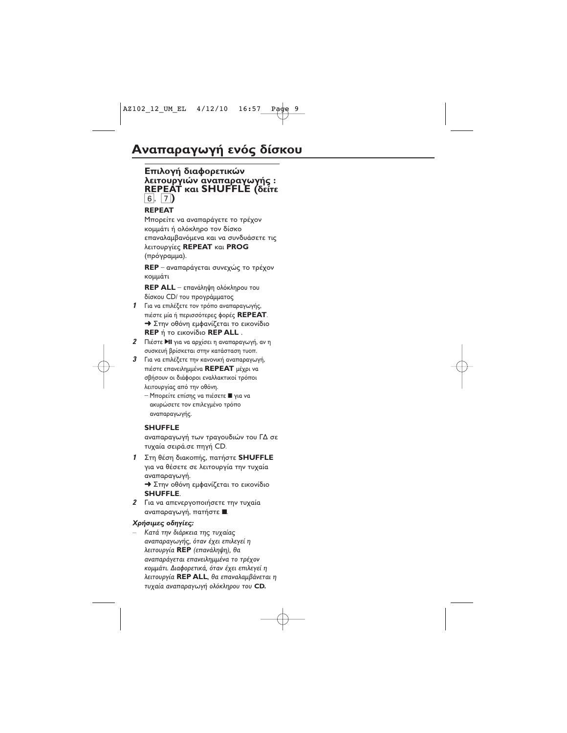# Αναπαραγωγή ενός δίσκου

## Επιλογή διαφορετικών λειτουργιών αναπαραγωγής : REPEAT και SHUFFLE (δείτε 6, 7)

**REPEAT**

Μπορείτε να αναπαράγετε το τρέχον κομμάτι ή ολόκληρο τον δίσκο επαναλαμβανόμενα και να συνδυάσετε τις λειτουργίες **REPEAT** και **PROG** (πρόγραμμα).

**REP** – αναπαράγεται συνεχώς το τρέχον κομμάτι

**REP ALL** – επανάληψη ολόκληρου του δίσκου CD/ του προγράμματος

1. Για να επιλέξετε τον τρόπο αναπαραγωγής, πιέστε μία ή περισσότερες φορές **REPEAT**.
   ➜ Στην οθόνη εμφανίζεται το εικονίδιο **REP** ή το εικονίδιο **REP ALL** .
2. Πιέστε ▶II για να αρχίσει η αναπαραγωγή, αν η συσκευή βρίσκεται στην κατάσταση τυοπ.
3. Για να επιλέξετε την κανονική αναπαραγωγή, πιέστε επανειλημμένα **REPEAT** μέχρι να σβήσουν οι διάφοροι εναλλακτικοί τρόποι λειτουργίας από την οθόνη.
   – Μπορείτε επίσης να πιέσετε ■ για να ακυρώσετε τον επιλεγμένο τρόπο αναπαραγωγής.

**SHUFFLE**

αναπαραγωγή των τραγουδιών του ΓΔ σε τυχαία σειρά.σε πηγή CD.

1. Στη θέση διακοπής, πατήστε **SHUFFLE** για να θέσετε σε λειτουργία την τυχαία αναπαραγωγή.
   ➜ Στην οθόνη εμφανίζεται το εικονίδιο **SHUFFLE**.
2. Για να απενεργοποιήσετε την τυχαία αναπαραγωγή, πατήστε ■.

***Χρήσιμες οδηγίες:***

– *Κατά την διάρκεια της τυχαίας αναπαραγωγής, όταν έχει επιλεγεί η λειτουργία* ***REP*** *(επανάληψη), θα αναπαράγεται επανειλημμένα το τρέχον κομμάτι. Διαφορετικά, όταν έχει επιλεγεί η λειτουργία* ***REP ALL****, θα επαναλαμβάνεται η τυχαία αναπαραγωγή ολόκληρου του* ***CD.***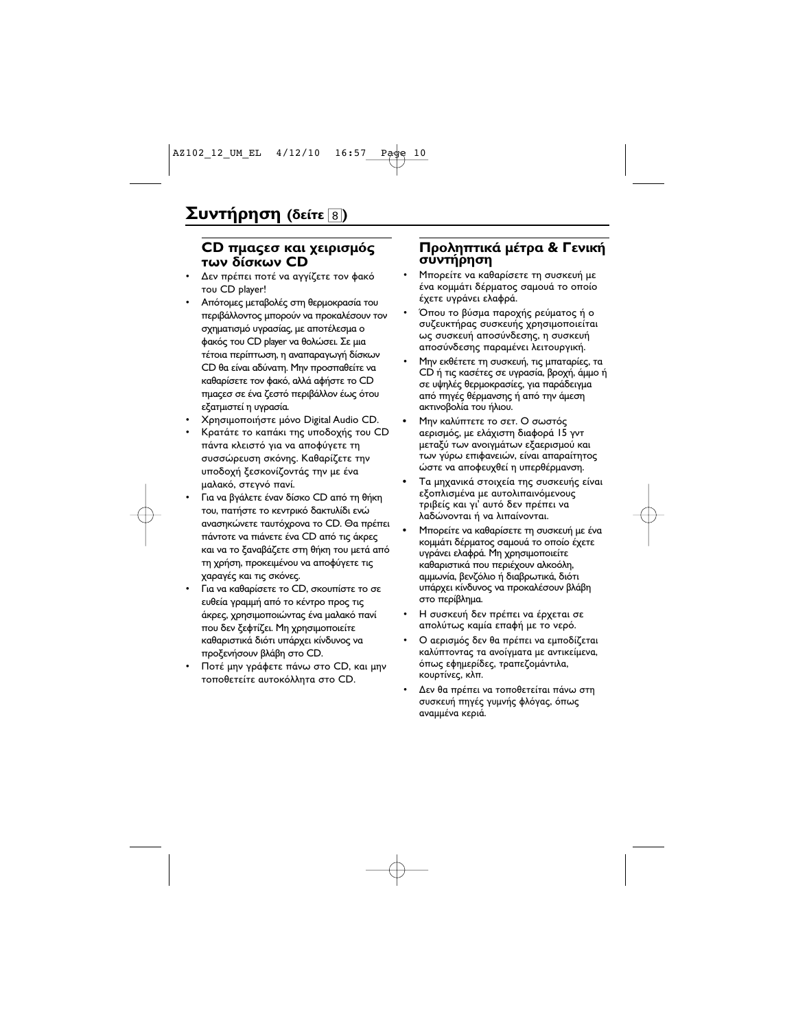# Συντήρηση (δείτε 8)

## CD πμαςεσ και χειρισμός των δίσκων CD

- Δεν πρέπει ποτέ να αγγίζετε τον φακό του CD player!
- Απότομες μεταβολές στη θερμοκρασία του περιβάλλοντος μπορούν να προκαλέσουν τον σχηματισμό υγρασίας, με αποτέλεσμα ο φακός του CD player να θολώσει. Σε μια τέτοια περίπτωση, η αναπαραγωγή δίσκων CD θα είναι αδύνατη. Μην προσπαθείτε να καθαρίσετε τον φακό, αλλά αφήστε το CD πμαςεσ σε ένα ζεστό περιβάλλον έως ότου εξατμιστεί η υγρασία.
- Χρησιμοποιήστε μόνο Digital Audio CD.
- Κρατάτε το καπάκι της υποδοχής του CD πάντα κλειστό για να αποφύγετε τη συσσώρευση σκόνης. Καθαρίζετε την υποδοχή ξεσκονίζοντάς την με ένα μαλακό, στεγνό πανί.
- Για να βγάλετε έναν δίσκο CD από τη θήκη του, πατήστε το κεντρικό δακτυλίδι ενώ ανασηκώνετε ταυτόχρονα το CD. Θα πρέπει πάντοτε να πιάνετε ένα CD από τις άκρες και να το ξαναβάζετε στη θήκη του μετά από τη χρήση, προκειμένου να αποφύγετε τις χαραγές και τις σκόνες.
- Για να καθαρίσετε το CD, σκουπίστε το σε ευθεία γραμμή από το κέντρο προς τις άκρες, χρησιμοποιώντας ένα μαλακό πανί που δεν ξεφτίζει. Μη χρησιμοποιείτε καθαριστικά διότι υπάρχει κίνδυνος να προξενήσουν βλάβη στο CD.
- Ποτέ μην γράφετε πάνω στο CD, και μην τοποθετείτε αυτοκόλλητα στο CD.

## Προληπτικά μέτρα & Γενική συντήρηση

- Μπορείτε να καθαρίσετε τη συσκευή με ένα κομμάτι δέρματος σαμουά το οποίο έχετε υγράνει ελαφρά.
- Όπου το βύσμα παροχής ρεύματος ή ο συζευκτήρας συσκευής χρησιμοποιείται ως συσκευή αποσύνδεσης, η συσκευή αποσύνδεσης παραμένει λειτουργική.
- Μην εκθέτετε τη συσκευή, τις μπαταρίες, τα CD ή τις κασέτες σε υγρασία, βροχή, άμμο ή σε υψηλές θερμοκρασίες, για παράδειγμα από πηγές θέρμανσης ή από την άμεση ακτινοβολία του ήλιου.
- Μην καλύπτετε το σετ. Ο σωστός αερισμός, με ελάχιστη διαφορά 15 γντ μεταξύ των ανοιγμάτων εξαερισμού και των γύρω επιφανειών, είναι απαραίτητος ώστε να αποφευχθεί η υπερθέρμανση.
- Τα μηχανικά στοιχεία της συσκευής είναι εξοπλισμένα με αυτολιπαινόμενους τριβείς και γι' αυτό δεν πρέπει να λαδώνονται ή να λιπαίνονται.
- Μπορείτε να καθαρίσετε τη συσκευή με ένα κομμάτι δέρματος σαμουά το οποίο έχετε υγράνει ελαφρά. Μη χρησιμοποιείτε καθαριστικά που περιέχουν αλκοόλη, αμμωνία, βενζόλιο ή διαβρωτικά, διότι υπάρχει κίνδυνος να προκαλέσουν βλάβη στο περίβλημα.
- Η συσκευή δεν πρέπει να έρχεται σε απολύτως καμία επαφή με το νερό.
- Ο αερισμός δεν θα πρέπει να εμποδίζεται καλύπτοντας τα ανοίγματα με αντικείμενα, όπως εφημερίδες, τραπεζομάντιλα, κουρτίνες, κλπ.
- Δεν θα πρέπει να τοποθετείται πάνω στη συσκευή πηγές γυμνής φλόγας, όπως αναμμένα κεριά.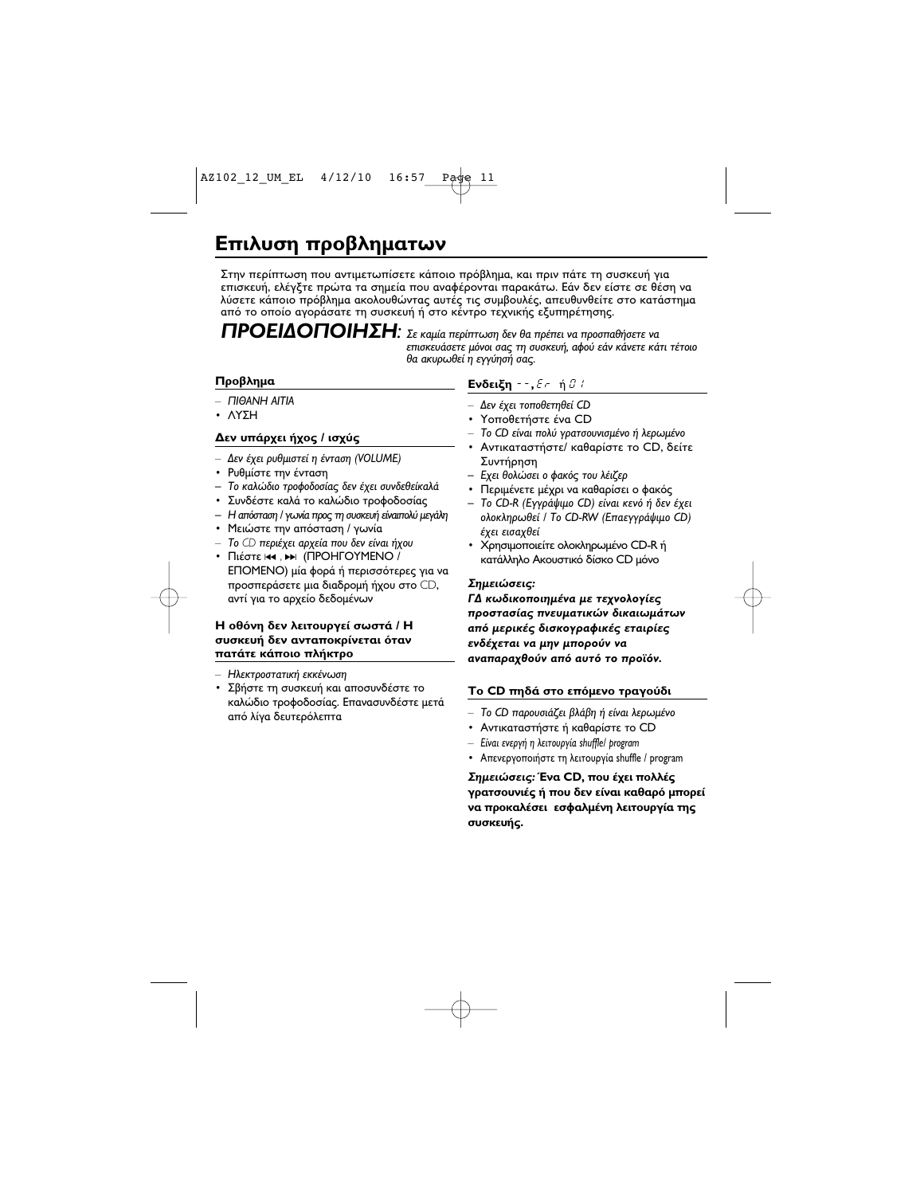# Επιλυση προβληματων

Στην περίπτωση που αντιμετωπίσετε κάποιο πρόβλημα, και πριν πάτε τη συσκευή για επισκευή, ελέγξτε πρώτα τα σημεία που αναφέρονται παρακάτω. Εάν δεν είστε σε θέση να λύσετε κάποιο πρόβλημα ακολουθώντας αυτές τις συμβουλές, απευθυνθείτε στο κατάστημα από το οποίο αγοράσατε τη συσκευή ή στο κέντρο τεχνικής εξυπηρέτησης.

***ΠΡΟΕΙΔΟΠΟΙΗΣΗ:*** *Σε καμία περίπτωση δεν θα πρέπει να προσπαθήσετε να επισκευάσετε μόνοι σας τη συσκευή, αφού εάν κάνετε κάτι τέτοιο θα ακυρωθεί η εγγύησή σας.*

### Προβλημα

– *ΠΙΘΑΝΗ ΑΙΤΙΑ*
• ΛΥΣΗ

### Δεν υπάρχει ήχος / ισχύς

– *Δεν έχει ρυθμιστεί η ένταση (VOLUME)*
• Ρυθμίστε την ένταση
– *Το καλώδιο τροφοδοσίας δεν έχει συνδεθείκαλά*
• Συνδέστε καλά το καλώδιο τροφοδοσίας
– *Η απόσταση / γωνία προς τη συσκευή είναιπολύ μεγάλη*
• Μειώστε την απόσταση / γωνία
– *Το CD περιέχει αρχεία που δεν είναι ήχου*
• Πιέστε ⏮, ⏭ (ΠΡΟΗΓΟΥΜΕΝΟ / ΕΠΟΜΕΝΟ) μία φορά ή περισσότερες για να προσπεράσετε μια διαδρομή ήχου στο CD, αντί για το αρχείο δεδομένων

### Η οθόνη δεν λειτουργεί σωστά / Η συσκευή δεν ανταποκρίνεται όταν πατάτε κάποιο πλήκτρο

– *Ηλεκτροστατική εκκένωση*
• Σβήστε τη συσκευή και αποσυνδέστε το καλώδιο τροφοδοσίας. Επανασυνδέστε μετά από λίγα δευτερόλεπτα

### Ενδειξη --, Er ή 01

– *Δεν έχει τοποθετηθεί CD*
• Υποθετήστε ένα CD
– *Το CD είναι πολύ γρατσουνισμένο ή λερωμένο*
• Αντικαταστήστε/ καθαρίστε το CD, δείτε Συντήρηση
– *Εχει θολώσει ο φακός του λέιζερ*
• Περιμένετε μέχρι να καθαρίσει ο φακός
– *Το CD-R (Εγγράψιμο CD) είναι κενό ή δεν έχει ολοκληρωθεί / Το CD-RW (Επαεγγράψιμο CD) έχει εισαχθεί*
• Χρησιμοποιείτε ολοκληρωμένο CD-R ή κατάλληλο Ακουστικό δίσκο CD μόνο

***Σημειώσεις:***
***ΓΔ κωδικοποιημένα με τεχνολογίες προστασίας πνευματικών δικαιωμάτων από μερικές δισκογραφικές εταιρίες ενδέχεται να μην μπορούν να αναπαραχθούν από αυτό το προϊόν.***

### Το CD πηδά στο επόμενο τραγούδι

– *Το CD παρουσιάζει βλάβη ή είναι λερωμένο*
• Αντικαταστήστε ή καθαρίστε το CD
– *Είναι ενεργή η λειτουργία shuffle/ program*
• Απενεργοποιήστε τη λειτουργία shuffle / program

***Σημειώσεις:*** **Ένα CD, που έχει πολλές γρατσουνιές ή που δεν είναι καθαρό μπορεί να προκαλέσει εσφαλμένη λειτουργία της συσκευής.**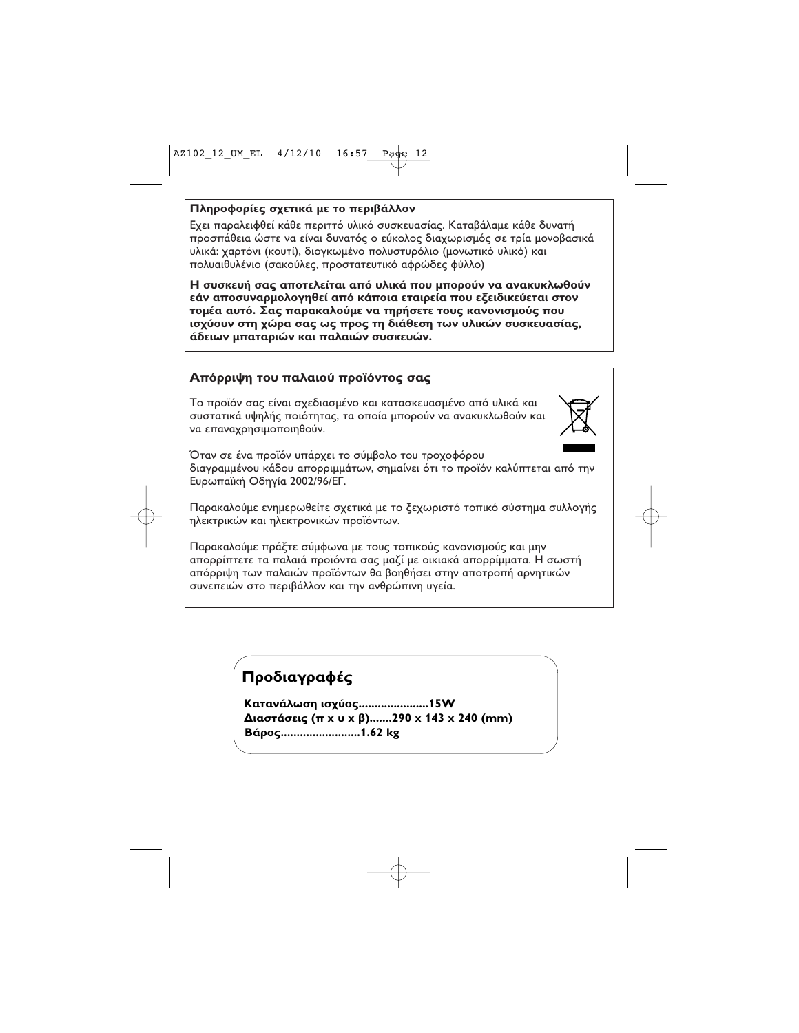**Πληροφορίες σχετικά με το περιβάλλον**

Εχει παραλειφθεί κάθε περιττό υλικό συσκευασίας. Καταβάλαμε κάθε δυνατή προσπάθεια ώστε να είναι δυνατός ο εύκολος διαχωρισμός σε τρία μονοβασικά υλικά: χαρτόνι (κουτί), διογκωμένο πολυστυρόλιο (μονωτικό υλικό) και πολυαιθυλένιο (σακούλες, προστατευτικό αφρώδες φύλλο)

**Η συσκευή σας αποτελείται από υλικά που μπορούν να ανακυκλωθούν εάν αποσυναρμολογηθεί από κάποια εταιρεία που εξειδικεύεται στον τομέα αυτό. Σας παρακαλούμε να τηρήσετε τους κανονισμούς που ισχύουν στη χώρα σας ως προς τη διάθεση των υλικών συσκευασίας, άδειων μπαταριών και παλαιών συσκευών.**

**Απόρριψη του παλαιού προϊόντος σας**

Το προϊόν σας είναι σχεδιασμένο και κατασκευασμένο από υλικά και συστατικά υψηλής ποιότητας, τα οποία μπορούν να ανακυκλωθούν και να επαναχρησιμοποιηθούν.

Όταν σε ένα προϊόν υπάρχει το σύμβολο του τροχοφόρου διαγραμμένου κάδου απορριμμάτων, σημαίνει ότι το προϊόν καλύπτεται από την Ευρωπαϊκή Οδηγία 2002/96/ΕΓ.

Παρακαλούμε ενημερωθείτε σχετικά με το ξεχωριστό τοπικό σύστημα συλλογής ηλεκτρικών και ηλεκτρονικών προϊόντων.

Παρακαλούμε πράξτε σύμφωνα με τους τοπικούς κανονισμούς και μην απορρίπτετε τα παλαιά προϊόντα σας μαζί με οικιακά απορρίμματα. Η σωστή απόρριψη των παλαιών προϊόντων θα βοηθήσει στην αποτροπή αρνητικών συνεπειών στο περιβάλλον και την ανθρώπινη υγεία.

## Προδιαγραφές

**Κατανάλωση ισχύος......................15W**
**Διαστάσεις (π x υ x β).......290 x 143 x 240 (mm)**
**Βάρος.........................1.62 kg**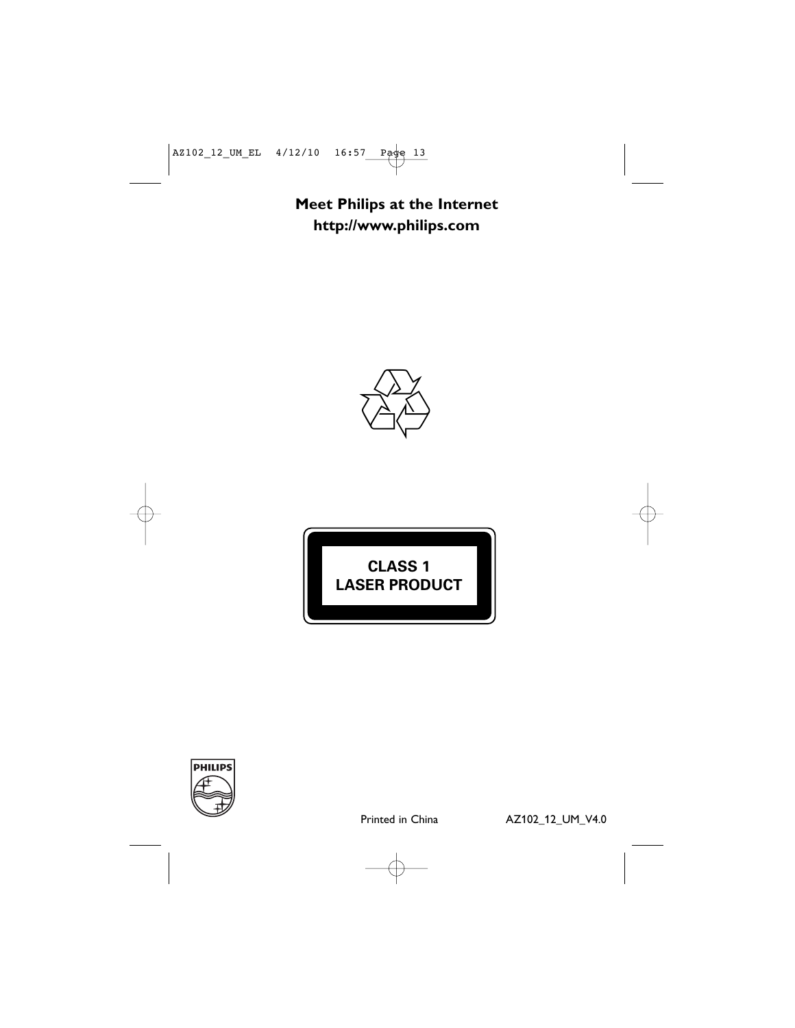**Meet Philips at the Internet**
**http://www.philips.com**

**CLASS 1**
**LASER PRODUCT**

PHILIPS

Printed in China

AZ102_12_UM_V4.0